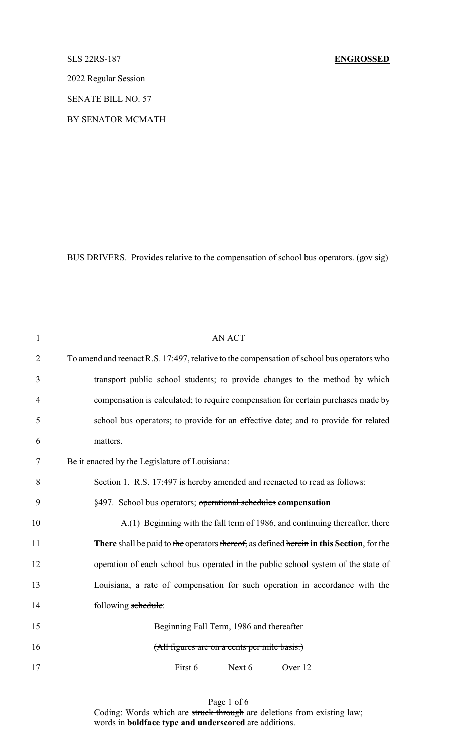SLS 22RS-187 **ENGROSSED**

2022 Regular Session

SENATE BILL NO. 57

BY SENATOR MCMATH

BUS DRIVERS. Provides relative to the compensation of school bus operators. (gov sig)

AN ACT

To amend and reenact R.S. 17:497, relative to the compensation of school bus operators who transport public school students; to provide changes to the method by which compensation is calculated; to require compensation for certain purchases made by school bus operators; to provide for an effective date; and to provide for related matters.

Be it enacted by the Legislature of Louisiana:

Section 1. R.S. 17:497 is hereby amended and reenacted to read as follows:

§497. School bus operators; ~~operational schedules~~ **compensation**

A.(1) ~~Beginning with the fall term of 1986, and continuing thereafter, there~~ **There** shall be paid to ~~the~~ operators ~~thereof,~~ as defined ~~herein~~ **in this Section**, for the operation of each school bus operated in the public school system of the state of Louisiana, a rate of compensation for such operation in accordance with the following ~~schedule~~:

~~Beginning Fall Term, 1986 and thereafter~~

~~(All figures are on a cents per mile basis.)~~

~~First 6~~ ~~Next 6~~ ~~Over 12~~

Coding: Words which are ~~struck through~~ are deletions from existing law; words in **boldface type and underscored** are additions.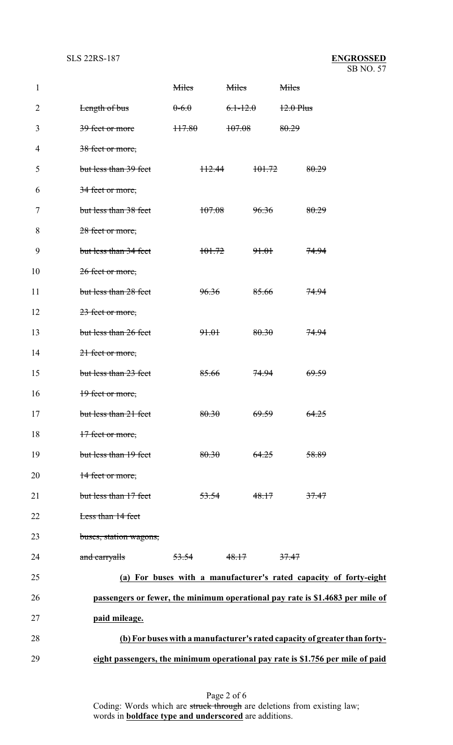| | ~~Miles~~ | ~~Miles~~ | ~~Miles~~ |
|---|---|---|---|
| ~~Length of bus~~ | ~~0-6.0~~ | ~~6.1-12.0~~ | ~~12.0 Plus~~ |
| ~~39 feet or more~~ | ~~117.80~~ | ~~107.08~~ | ~~80.29~~ |
| ~~38 feet or more, but less than 39 feet~~ | ~~112.44~~ | ~~101.72~~ | ~~80.29~~ |
| ~~34 feet or more, but less than 38 feet~~ | ~~107.08~~ | ~~96.36~~ | ~~80.29~~ |
| ~~28 feet or more, but less than 34 feet~~ | ~~101.72~~ | ~~91.01~~ | ~~74.94~~ |
| ~~26 feet or more, but less than 28 feet~~ | ~~96.36~~ | ~~85.66~~ | ~~74.94~~ |
| ~~23 feet or more, but less than 26 feet~~ | ~~91.01~~ | ~~80.30~~ | ~~74.94~~ |
| ~~21 feet or more, but less than 23 feet~~ | ~~85.66~~ | ~~74.94~~ | ~~69.59~~ |
| ~~19 feet or more, but less than 21 feet~~ | ~~80.30~~ | ~~69.59~~ | ~~64.25~~ |
| ~~17 feet or more, but less than 19 feet~~ | ~~80.30~~ | ~~64.25~~ | ~~58.89~~ |
| ~~14 feet or more, but less than 17 feet~~ | ~~53.54~~ | ~~48.17~~ | ~~37.47~~ |
| ~~Less than 14 feet buses, station wagons, and carryalls~~ | ~~53.54~~ | ~~48.17~~ | ~~37.47~~ |

**(a) For buses with a manufacturer's rated capacity of forty-eight passengers or fewer, the minimum operational pay rate is $1.4683 per mile of paid mileage.**

**(b) For buses with a manufacturer's rated capacity of greater than forty-eight passengers, the minimum operational pay rate is $1.756 per mile of paid**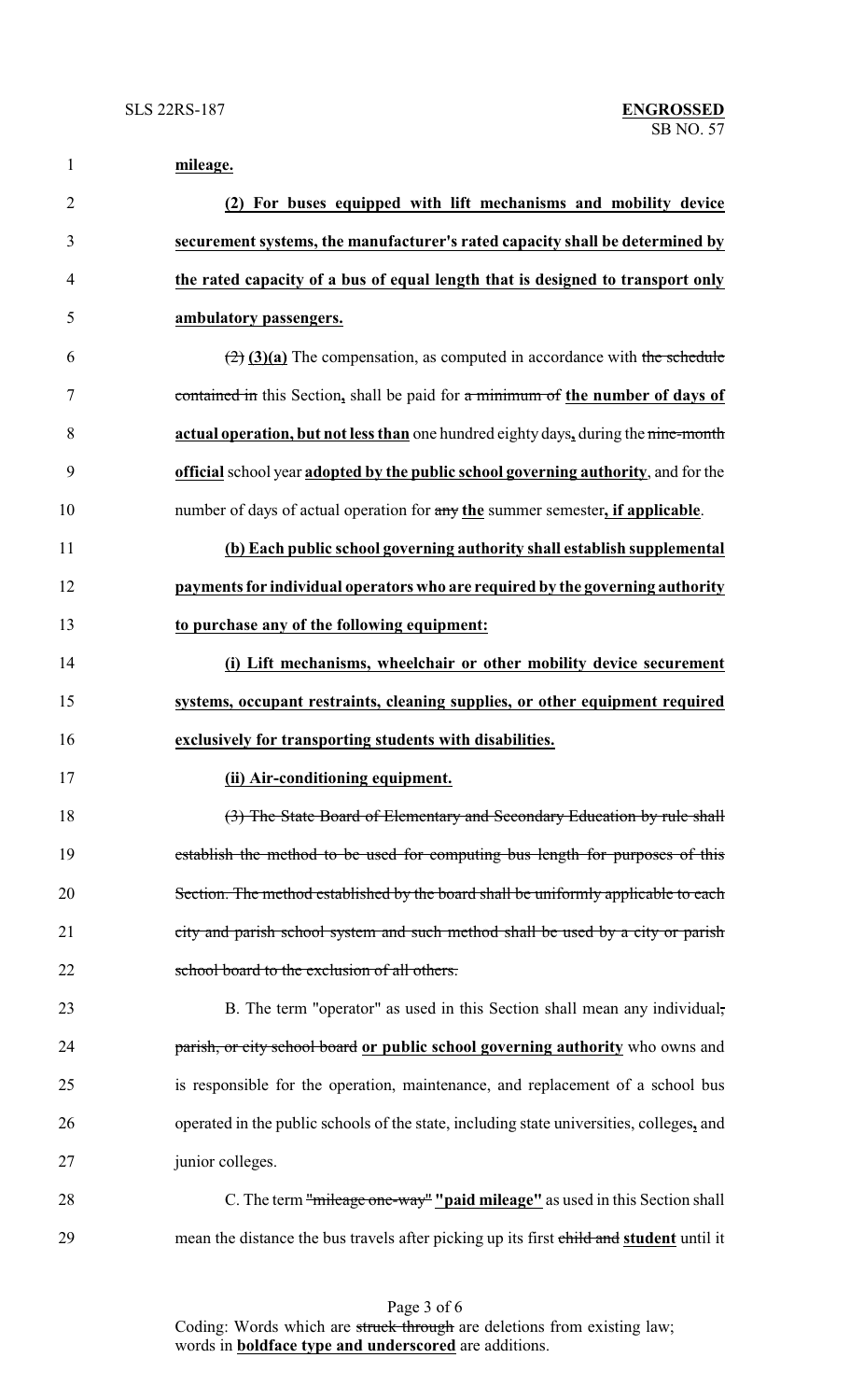**mileage.**

**(2) For buses equipped with lift mechanisms and mobility device securement systems, the manufacturer's rated capacity shall be determined by the rated capacity of a bus of equal length that is designed to transport only ambulatory passengers.**

~~(2)~~ **(3)(a)** The compensation, as computed in accordance with ~~the schedule contained in~~ this Section**,** shall be paid for ~~a minimum of~~ **the number of days of actual operation, but not less than** one hundred eighty days**,** during the ~~nine-month~~ **official** school year **adopted by the public school governing authority**, and for the number of days of actual operation for ~~any~~ **the** summer semester**, if applicable**.

**(b) Each public school governing authority shall establish supplemental payments for individual operators who are required by the governing authority to purchase any of the following equipment:**

**(i) Lift mechanisms, wheelchair or other mobility device securement systems, occupant restraints, cleaning supplies, or other equipment required exclusively for transporting students with disabilities.**

**(ii) Air-conditioning equipment.**

~~(3) The State Board of Elementary and Secondary Education by rule shall establish the method to be used for computing bus length for purposes of this Section. The method established by the board shall be uniformly applicable to each city and parish school system and such method shall be used by a city or parish school board to the exclusion of all others.~~

B. The term "operator" as used in this Section shall mean any individual~~, parish, or city school board~~ **or public school governing authority** who owns and is responsible for the operation, maintenance, and replacement of a school bus operated in the public schools of the state, including state universities, colleges**,** and junior colleges.

C. The term ~~"mileage one-way"~~ **"paid mileage"** as used in this Section shall mean the distance the bus travels after picking up its first ~~child and~~ **student** until it

Coding: Words which are ~~struck through~~ are deletions from existing law; words in **boldface type and underscored** are additions.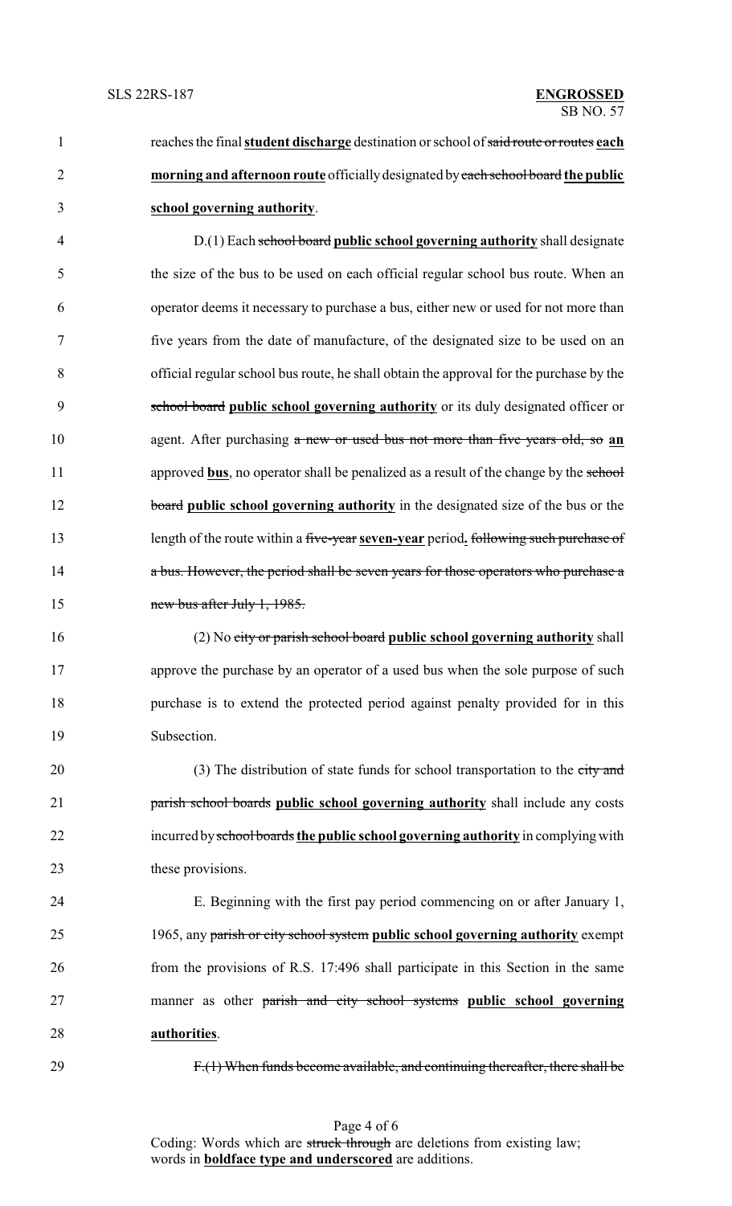reaches the final **student discharge** destination or school of ~~said route or routes~~ **each morning and afternoon route** officially designated by ~~each school board~~ **the public school governing authority**.

D.(1) Each ~~school board~~ **public school governing authority** shall designate the size of the bus to be used on each official regular school bus route. When an operator deems it necessary to purchase a bus, either new or used for not more than five years from the date of manufacture, of the designated size to be used on an official regular school bus route, he shall obtain the approval for the purchase by the ~~school board~~ **public school governing authority** or its duly designated officer or agent. After purchasing ~~a new or used bus not more than five years old, so~~ **an** approved **bus**, no operator shall be penalized as a result of the change by the ~~school board~~ **public school governing authority** in the designated size of the bus or the length of the route within a ~~five-year~~ **seven-year** period**.** ~~following such purchase of a bus. However, the period shall be seven years for those operators who purchase a new bus after July 1, 1985.~~

(2) No ~~city or parish school board~~ **public school governing authority** shall approve the purchase by an operator of a used bus when the sole purpose of such purchase is to extend the protected period against penalty provided for in this Subsection.

(3) The distribution of state funds for school transportation to the ~~city and parish school boards~~ **public school governing authority** shall include any costs incurred by ~~school boards~~ **the public school governing authority** in complying with these provisions.

E. Beginning with the first pay period commencing on or after January 1, 1965, any ~~parish or city school system~~ **public school governing authority** exempt from the provisions of R.S. 17:496 shall participate in this Section in the same manner as other ~~parish and city school systems~~ **public school governing authorities**.

~~F.(1) When funds become available, and continuing thereafter, there shall be~~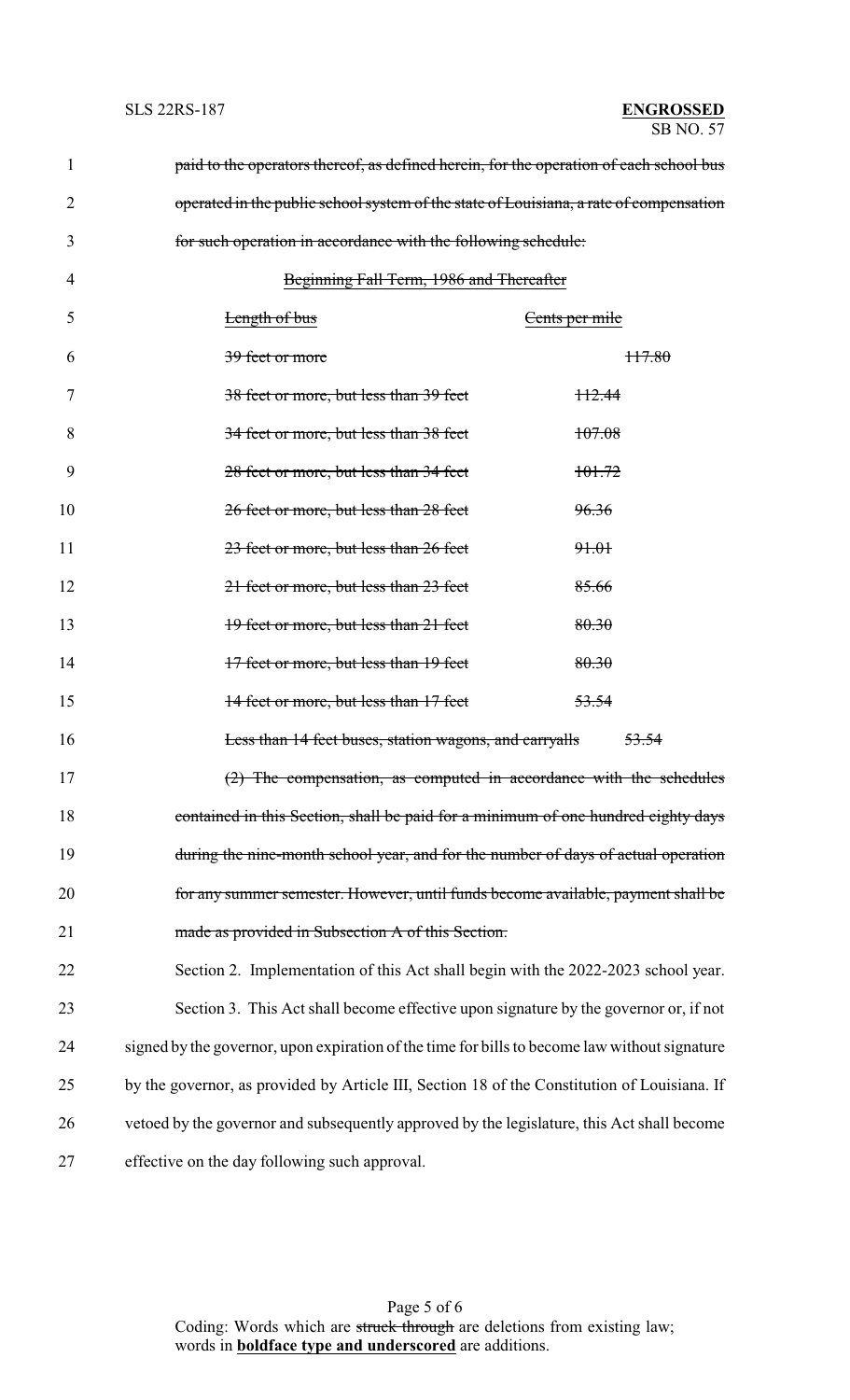~~paid to the operators thereof, as defined herein, for the operation of each school bus operated in the public school system of the state of Louisiana, a rate of compensation for such operation in accordance with the following schedule:~~

~~Beginning Fall Term, 1986 and Thereafter~~

| ~~Length of bus~~ | ~~Cents per mile~~ |
|---|---|
| ~~39 feet or more~~ | ~~117.80~~ |
| ~~38 feet or more, but less than 39 feet~~ | ~~112.44~~ |
| ~~34 feet or more, but less than 38 feet~~ | ~~107.08~~ |
| ~~28 feet or more, but less than 34 feet~~ | ~~101.72~~ |
| ~~26 feet or more, but less than 28 feet~~ | ~~96.36~~ |
| ~~23 feet or more, but less than 26 feet~~ | ~~91.01~~ |
| ~~21 feet or more, but less than 23 feet~~ | ~~85.66~~ |
| ~~19 feet or more, but less than 21 feet~~ | ~~80.30~~ |
| ~~17 feet or more, but less than 19 feet~~ | ~~80.30~~ |
| ~~14 feet or more, but less than 17 feet~~ | ~~53.54~~ |
| ~~Less than 14 feet buses, station wagons, and carryalls~~ | ~~53.54~~ |

~~(2) The compensation, as computed in accordance with the schedules contained in this Section, shall be paid for a minimum of one hundred eighty days during the nine-month school year, and for the number of days of actual operation for any summer semester. However, until funds become available, payment shall be made as provided in Subsection A of this Section.~~

Section 2. Implementation of this Act shall begin with the 2022-2023 school year.

Section 3. This Act shall become effective upon signature by the governor or, if not signed by the governor, upon expiration of the time for bills to become law without signature by the governor, as provided by Article III, Section 18 of the Constitution of Louisiana. If vetoed by the governor and subsequently approved by the legislature, this Act shall become effective on the day following such approval.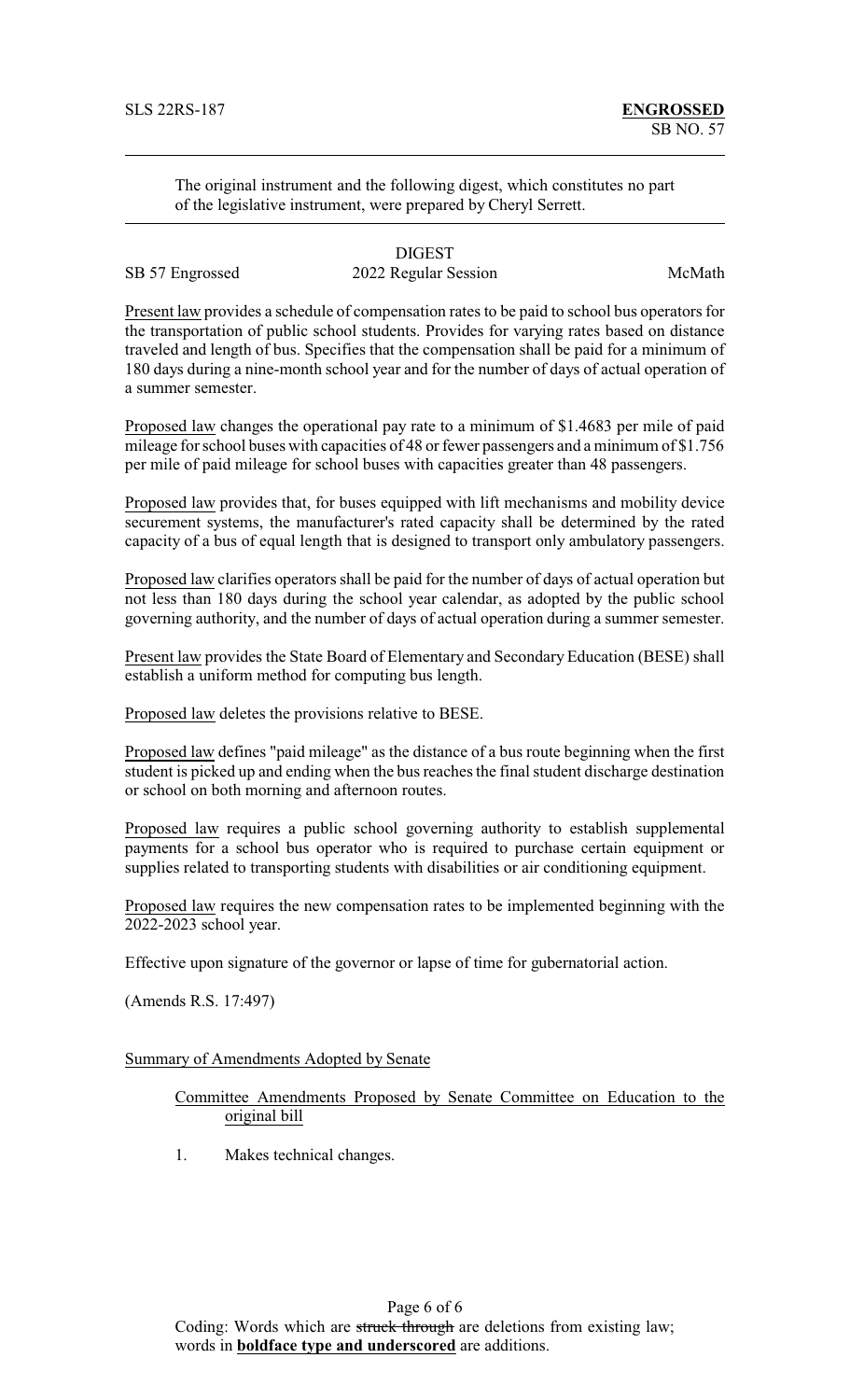SLS 22RS-187 **ENGROSSED**
SB NO. 57

The original instrument and the following digest, which constitutes no part of the legislative instrument, were prepared by Cheryl Serrett.

DIGEST

SB 57 Engrossed 2022 Regular Session McMath

Present law provides a schedule of compensation rates to be paid to school bus operators for the transportation of public school students. Provides for varying rates based on distance traveled and length of bus. Specifies that the compensation shall be paid for a minimum of 180 days during a nine-month school year and for the number of days of actual operation of a summer semester.

Proposed law changes the operational pay rate to a minimum of $1.4683 per mile of paid mileage for school buses with capacities of 48 or fewer passengers and a minimum of $1.756 per mile of paid mileage for school buses with capacities greater than 48 passengers.

Proposed law provides that, for buses equipped with lift mechanisms and mobility device securement systems, the manufacturer's rated capacity shall be determined by the rated capacity of a bus of equal length that is designed to transport only ambulatory passengers.

Proposed law clarifies operators shall be paid for the number of days of actual operation but not less than 180 days during the school year calendar, as adopted by the public school governing authority, and the number of days of actual operation during a summer semester.

Present law provides the State Board of Elementary and Secondary Education (BESE) shall establish a uniform method for computing bus length.

Proposed law deletes the provisions relative to BESE.

Proposed law defines "paid mileage" as the distance of a bus route beginning when the first student is picked up and ending when the bus reaches the final student discharge destination or school on both morning and afternoon routes.

Proposed law requires a public school governing authority to establish supplemental payments for a school bus operator who is required to purchase certain equipment or supplies related to transporting students with disabilities or air conditioning equipment.

Proposed law requires the new compensation rates to be implemented beginning with the 2022-2023 school year.

Effective upon signature of the governor or lapse of time for gubernatorial action.

(Amends R.S. 17:497)

Summary of Amendments Adopted by Senate

Committee Amendments Proposed by Senate Committee on Education to the original bill

1. Makes technical changes.

Coding: Words which are ~~struck through~~ are deletions from existing law; words in **boldface type and underscored** are additions.